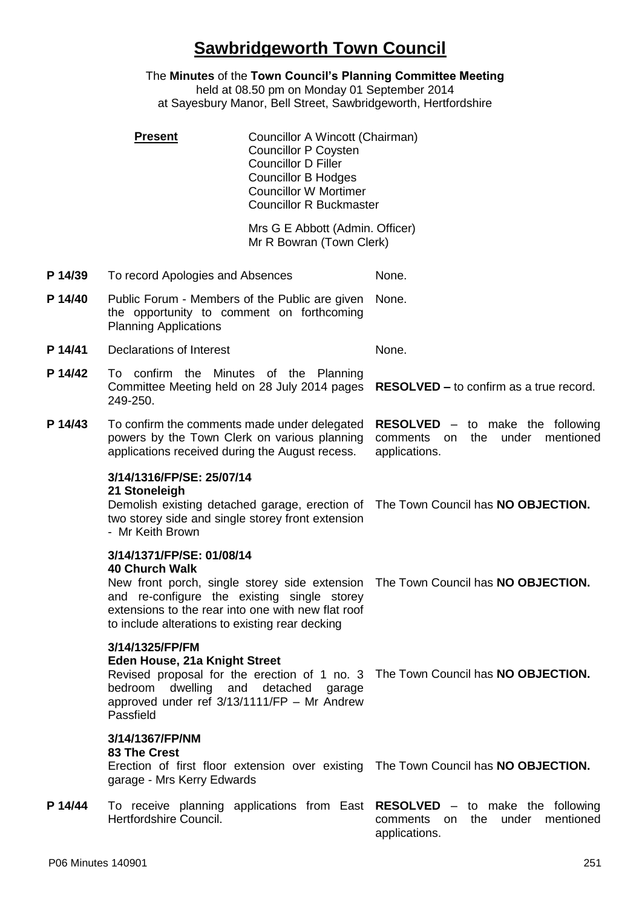# Sawbridgeworth Town Council

The **Minutes** of the **Town Council's Planning Committee Meeting**
held at 08.50 pm on Monday 01 September 2014
at Sayesbury Manor, Bell Street, Sawbridgeworth, Hertfordshire

**Present**

Councillor A Wincott (Chairman)
Councillor P Coysten
Councillor D Filler
Councillor B Hodges
Councillor W Mortimer
Councillor R Buckmaster

Mrs G E Abbott (Admin. Officer)
Mr R Bowran (Town Clerk)

| | | |
|---|---|---|
| **P 14/39** | To record Apologies and Absences | None. |
| **P 14/40** | Public Forum - Members of the Public are given the opportunity to comment on forthcoming Planning Applications | None. |
| **P 14/41** | Declarations of Interest | None. |
| **P 14/42** | To confirm the Minutes of the Planning Committee Meeting held on 28 July 2014 pages 249-250. | **RESOLVED –** to confirm as a true record. |
| **P 14/43** | To confirm the comments made under delegated powers by the Town Clerk on various planning applications received during the August recess. | **RESOLVED** – to make the following comments on the under mentioned applications. |
| | **3/14/1316/FP/SE: 25/07/14**<br>**21 Stoneleigh**<br>Demolish existing detached garage, erection of two storey side and single storey front extension - Mr Keith Brown | The Town Council has **NO OBJECTION.** |
| | **3/14/1371/FP/SE: 01/08/14**<br>**40 Church Walk**<br>New front porch, single storey side extension and re-configure the existing single storey extensions to the rear into one with new flat roof to include alterations to existing rear decking | The Town Council has **NO OBJECTION.** |
| | **3/14/1325/FP/FM**<br>**Eden House, 21a Knight Street**<br>Revised proposal for the erection of 1 no. 3 bedroom dwelling and detached garage approved under ref 3/13/1111/FP – Mr Andrew Passfield | The Town Council has **NO OBJECTION.** |
| | **3/14/1367/FP/NM**<br>**83 The Crest**<br>Erection of first floor extension over existing garage - Mrs Kerry Edwards | The Town Council has **NO OBJECTION.** |
| **P 14/44** | To receive planning applications from East Hertfordshire Council. | **RESOLVED** – to make the following comments on the under mentioned applications. |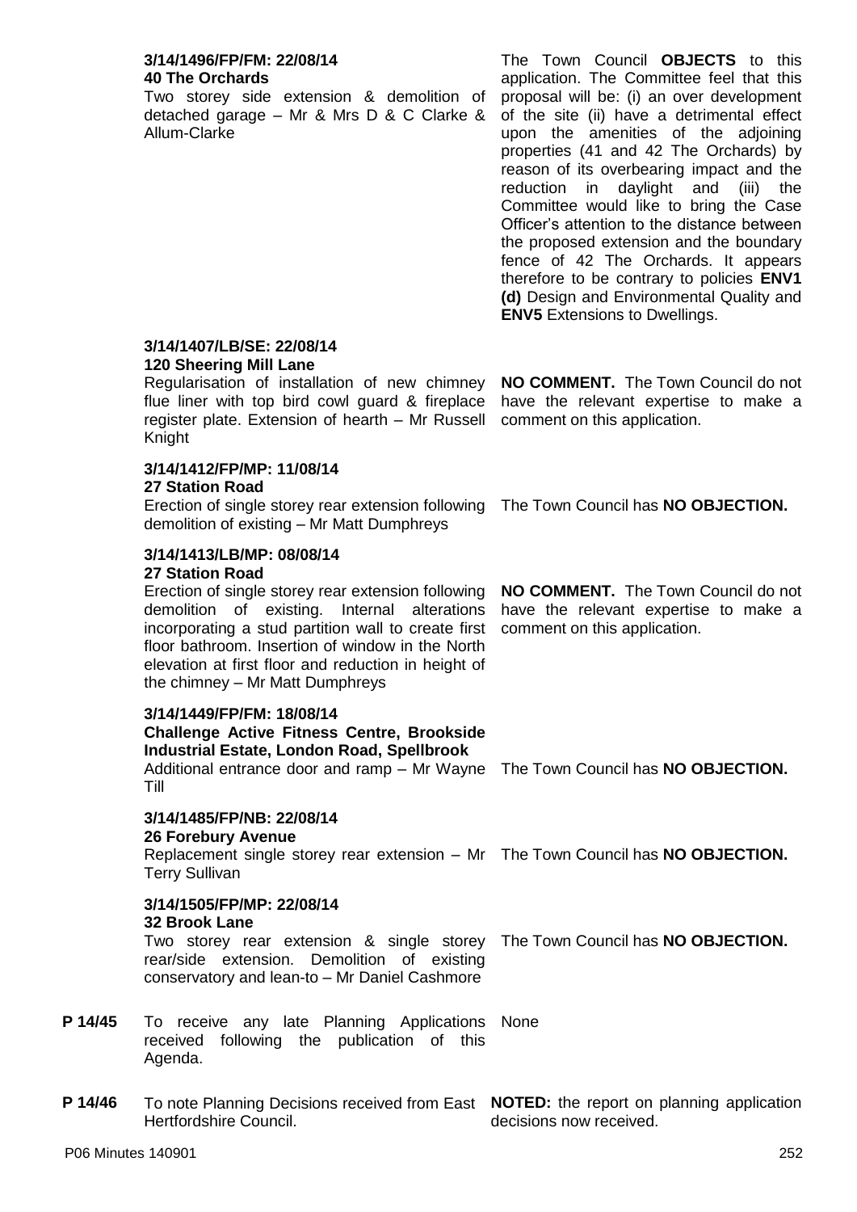| | | |
|---|---|---|
| | **3/14/1496/FP/FM: 22/08/14**<br>**40 The Orchards**<br>Two storey side extension & demolition of detached garage – Mr & Mrs D & C Clarke & Allum-Clarke | The Town Council **OBJECTS** to this application. The Committee feel that this proposal will be: (i) an over development of the site (ii) have a detrimental effect upon the amenities of the adjoining properties (41 and 42 The Orchards) by reason of its overbearing impact and the reduction in daylight and (iii) the Committee would like to bring the Case Officer's attention to the distance between the proposed extension and the boundary fence of 42 The Orchards. It appears therefore to be contrary to policies **ENV1 (d)** Design and Environmental Quality and **ENV5** Extensions to Dwellings. |
| | **3/14/1407/LB/SE: 22/08/14**<br>**120 Sheering Mill Lane**<br>Regularisation of installation of new chimney flue liner with top bird cowl guard & fireplace register plate. Extension of hearth – Mr Russell Knight | **NO COMMENT.** The Town Council do not have the relevant expertise to make a comment on this application. |
| | **3/14/1412/FP/MP: 11/08/14**<br>**27 Station Road**<br>Erection of single storey rear extension following demolition of existing – Mr Matt Dumphreys | The Town Council has **NO OBJECTION.** |
| | **3/14/1413/LB/MP: 08/08/14**<br>**27 Station Road**<br>Erection of single storey rear extension following demolition of existing. Internal alterations incorporating a stud partition wall to create first floor bathroom. Insertion of window in the North elevation at first floor and reduction in height of the chimney – Mr Matt Dumphreys | **NO COMMENT.** The Town Council do not have the relevant expertise to make a comment on this application. |
| | **3/14/1449/FP/FM: 18/08/14**<br>**Challenge Active Fitness Centre, Brookside Industrial Estate, London Road, Spellbrook**<br>Additional entrance door and ramp – Mr Wayne Till | The Town Council has **NO OBJECTION.** |
| | **3/14/1485/FP/NB: 22/08/14**<br>**26 Forebury Avenue**<br>Replacement single storey rear extension – Mr Terry Sullivan | The Town Council has **NO OBJECTION.** |
| | **3/14/1505/FP/MP: 22/08/14**<br>**32 Brook Lane**<br>Two storey rear extension & single storey rear/side extension. Demolition of existing conservatory and lean-to – Mr Daniel Cashmore | The Town Council has **NO OBJECTION.** |
| **P 14/45** | To receive any late Planning Applications received following the publication of this Agenda. | None |
| **P 14/46** | To note Planning Decisions received from East Hertfordshire Council. | **NOTED:** the report on planning application decisions now received. |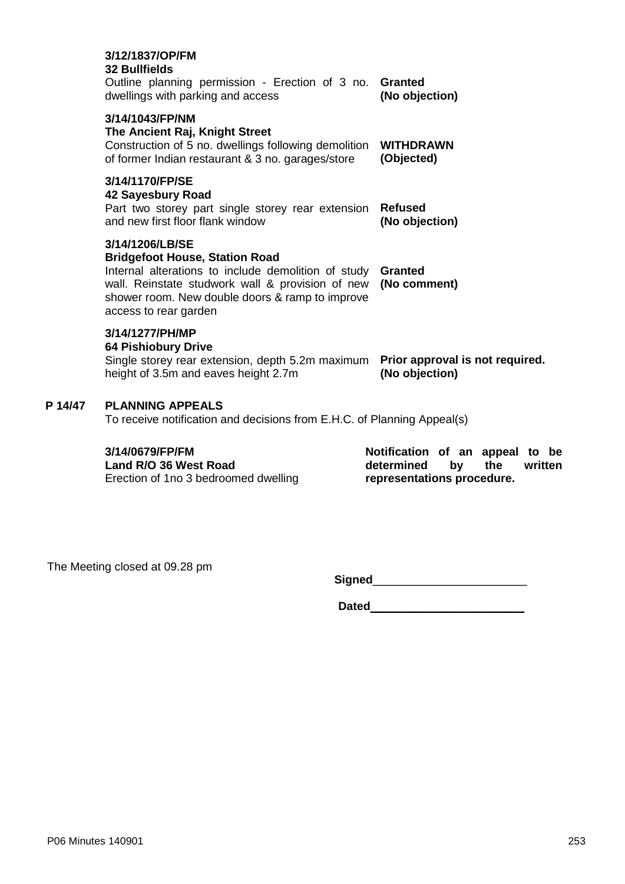**3/12/1837/OP/FM**
**32 Bullfields**
Outline planning permission - Erection of 3 no. dwellings with parking and access — **Granted (No objection)**

**3/14/1043/FP/NM**
**The Ancient Raj, Knight Street**
Construction of 5 no. dwellings following demolition of former Indian restaurant & 3 no. garages/store — **WITHDRAWN (Objected)**

**3/14/1170/FP/SE**
**42 Sayesbury Road**
Part two storey part single storey rear extension and new first floor flank window — **Refused (No objection)**

**3/14/1206/LB/SE**
**Bridgefoot House, Station Road**
Internal alterations to include demolition of study wall. Reinstate studwork wall & provision of new shower room. New double doors & ramp to improve access to rear garden — **Granted (No comment)**

**3/14/1277/PH/MP**
**64 Pishiobury Drive**
Single storey rear extension, depth 5.2m maximum height of 3.5m and eaves height 2.7m — **Prior approval is not required. (No objection)**

## P 14/47 PLANNING APPEALS

To receive notification and decisions from E.H.C. of Planning Appeal(s)

**3/14/0679/FP/FM**
**Land R/O 36 West Road**
Erection of 1no 3 bedroomed dwelling — **Notification of an appeal to be determined by the written representations procedure.**

The Meeting closed at 09.28 pm

**Signed**\_\_\_\_\_\_\_\_\_\_\_\_\_\_\_\_\_\_\_\_\_\_\_

**Dated**\_\_\_\_\_\_\_\_\_\_\_\_\_\_\_\_\_\_\_\_\_\_\_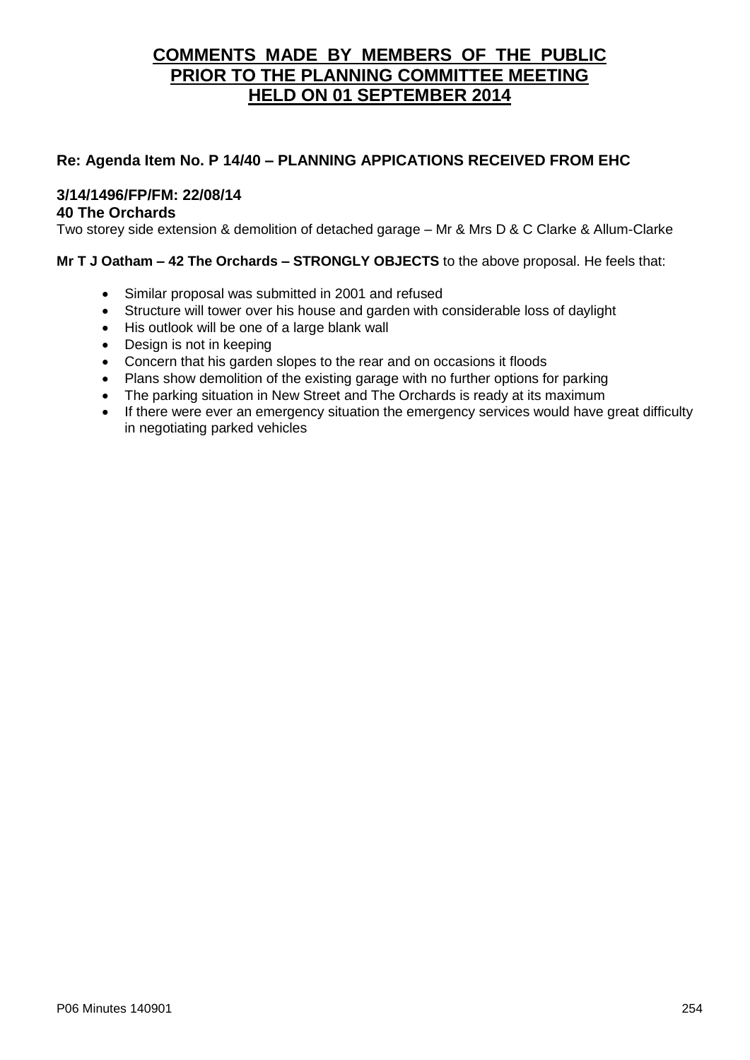# COMMENTS MADE BY MEMBERS OF THE PUBLIC PRIOR TO THE PLANNING COMMITTEE MEETING HELD ON 01 SEPTEMBER 2014

### Re: Agenda Item No. P 14/40 – PLANNING APPICATIONS RECEIVED FROM EHC

**3/14/1496/FP/FM: 22/08/14**
**40 The Orchards**
Two storey side extension & demolition of detached garage – Mr & Mrs D & C Clarke & Allum-Clarke

**Mr T J Oatham – 42 The Orchards – STRONGLY OBJECTS** to the above proposal. He feels that:

- Similar proposal was submitted in 2001 and refused
- Structure will tower over his house and garden with considerable loss of daylight
- His outlook will be one of a large blank wall
- Design is not in keeping
- Concern that his garden slopes to the rear and on occasions it floods
- Plans show demolition of the existing garage with no further options for parking
- The parking situation in New Street and The Orchards is ready at its maximum
- If there were ever an emergency situation the emergency services would have great difficulty in negotiating parked vehicles

P06 Minutes 140901